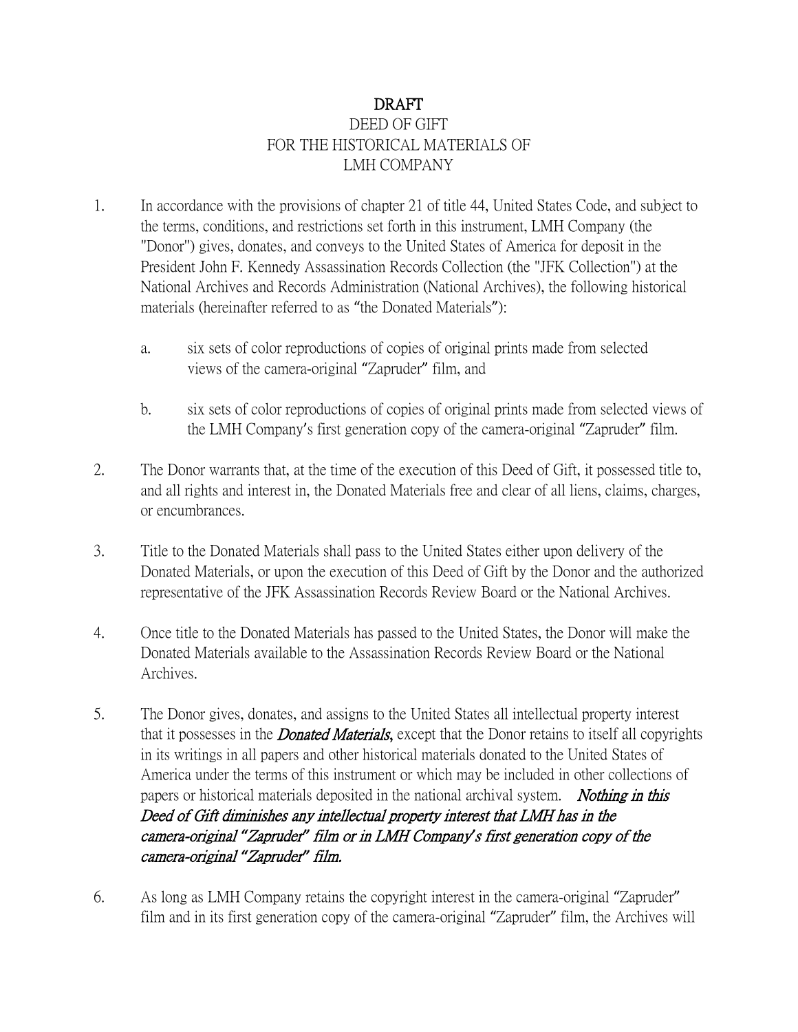**DRAFT**

DEED OF GIFT
FOR THE HISTORICAL MATERIALS OF
LMH COMPANY

1. In accordance with the provisions of chapter 21 of title 44, United States Code, and subject to the terms, conditions, and restrictions set forth in this instrument, LMH Company (the "Donor") gives, donates, and conveys to the United States of America for deposit in the President John F. Kennedy Assassination Records Collection (the "JFK Collection") at the National Archives and Records Administration (National Archives), the following historical materials (hereinafter referred to as "the Donated Materials"):

   a. six sets of color reproductions of copies of original prints made from selected views of the camera-original "Zapruder" film, and

   b. six sets of color reproductions of copies of original prints made from selected views of the LMH Company's first generation copy of the camera-original "Zapruder" film.

2. The Donor warrants that, at the time of the execution of this Deed of Gift, it possessed title to, and all rights and interest in, the Donated Materials free and clear of all liens, claims, charges, or encumbrances.

3. Title to the Donated Materials shall pass to the United States either upon delivery of the Donated Materials, or upon the execution of this Deed of Gift by the Donor and the authorized representative of the JFK Assassination Records Review Board or the National Archives.

4. Once title to the Donated Materials has passed to the United States, the Donor will make the Donated Materials available to the Assassination Records Review Board or the National Archives.

5. The Donor gives, donates, and assigns to the United States all intellectual property interest that it possesses in the ***Donated Materials***, except that the Donor retains to itself all copyrights in its writings in all papers and other historical materials donated to the United States of America under the terms of this instrument or which may be included in other collections of papers or historical materials deposited in the national archival system. ***Nothing in this Deed of Gift diminishes any intellectual property interest that LMH has in the camera-original "Zapruder" film or in LMH Company's first generation copy of the camera-original "Zapruder" film.***

6. As long as LMH Company retains the copyright interest in the camera-original "Zapruder" film and in its first generation copy of the camera-original "Zapruder" film, the Archives will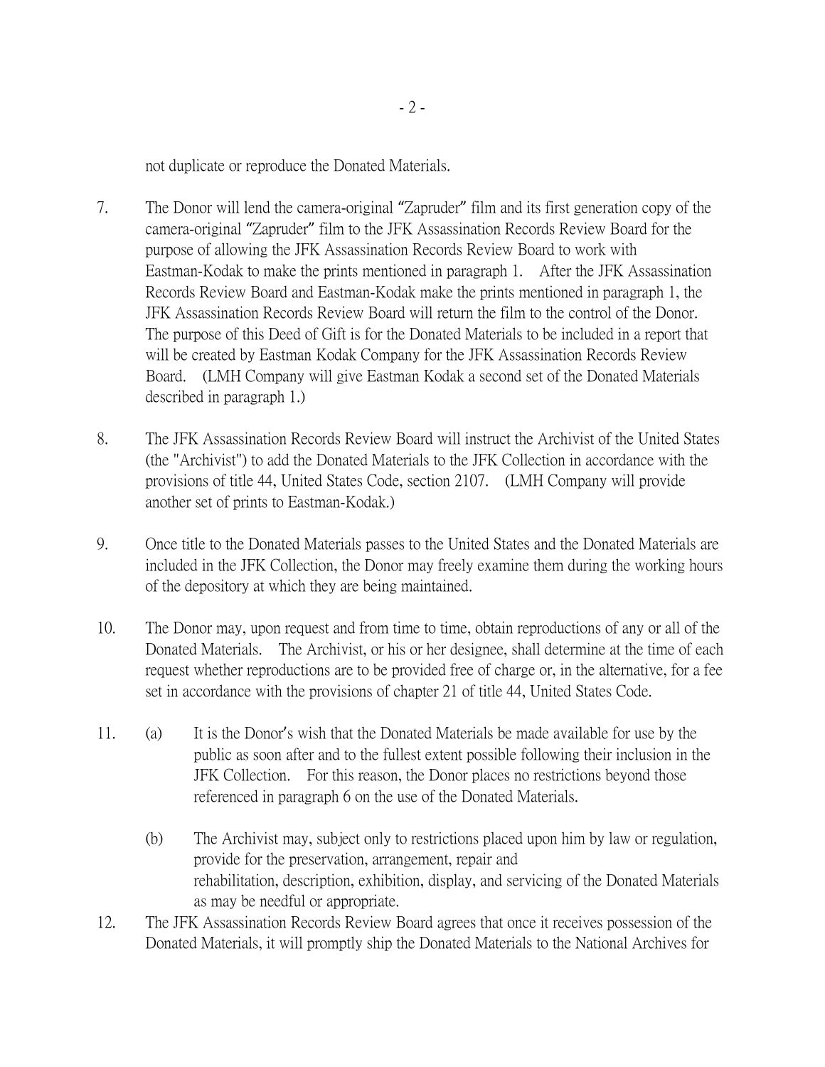not duplicate or reproduce the Donated Materials.

7. The Donor will lend the camera-original “Zapruder” film and its first generation copy of the camera-original “Zapruder” film to the JFK Assassination Records Review Board for the purpose of allowing the JFK Assassination Records Review Board to work with Eastman-Kodak to make the prints mentioned in paragraph 1. After the JFK Assassination Records Review Board and Eastman-Kodak make the prints mentioned in paragraph 1, the JFK Assassination Records Review Board will return the film to the control of the Donor. The purpose of this Deed of Gift is for the Donated Materials to be included in a report that will be created by Eastman Kodak Company for the JFK Assassination Records Review Board. (LMH Company will give Eastman Kodak a second set of the Donated Materials described in paragraph 1.)

8. The JFK Assassination Records Review Board will instruct the Archivist of the United States (the "Archivist") to add the Donated Materials to the JFK Collection in accordance with the provisions of title 44, United States Code, section 2107. (LMH Company will provide another set of prints to Eastman-Kodak.)

9. Once title to the Donated Materials passes to the United States and the Donated Materials are included in the JFK Collection, the Donor may freely examine them during the working hours of the depository at which they are being maintained.

10. The Donor may, upon request and from time to time, obtain reproductions of any or all of the Donated Materials. The Archivist, or his or her designee, shall determine at the time of each request whether reproductions are to be provided free of charge or, in the alternative, for a fee set in accordance with the provisions of chapter 21 of title 44, United States Code.

11. (a) It is the Donor's wish that the Donated Materials be made available for use by the public as soon after and to the fullest extent possible following their inclusion in the JFK Collection. For this reason, the Donor places no restrictions beyond those referenced in paragraph 6 on the use of the Donated Materials.

    (b) The Archivist may, subject only to restrictions placed upon him by law or regulation, provide for the preservation, arrangement, repair and rehabilitation, description, exhibition, display, and servicing of the Donated Materials as may be needful or appropriate.

12. The JFK Assassination Records Review Board agrees that once it receives possession of the Donated Materials, it will promptly ship the Donated Materials to the National Archives for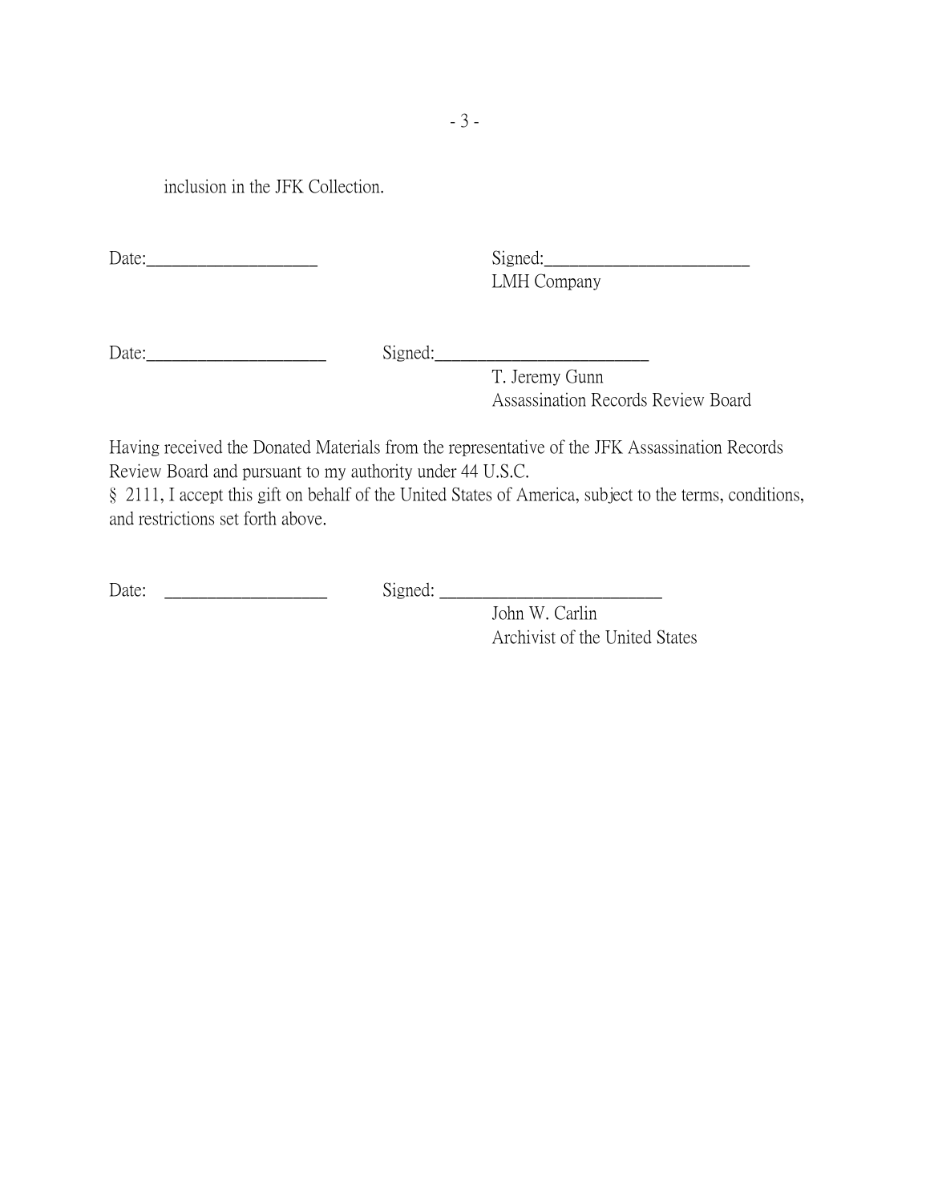inclusion in the JFK Collection.

Date:____________________ Signed:________________________
LMH Company

Date:_____________________ Signed:_________________________
T. Jeremy Gunn
Assassination Records Review Board

Having received the Donated Materials from the representative of the JFK Assassination Records Review Board and pursuant to my authority under 44 U.S.C. § 2111, I accept this gift on behalf of the United States of America, subject to the terms, conditions, and restrictions set forth above.

Date: ___________________ Signed: __________________________
John W. Carlin
Archivist of the United States